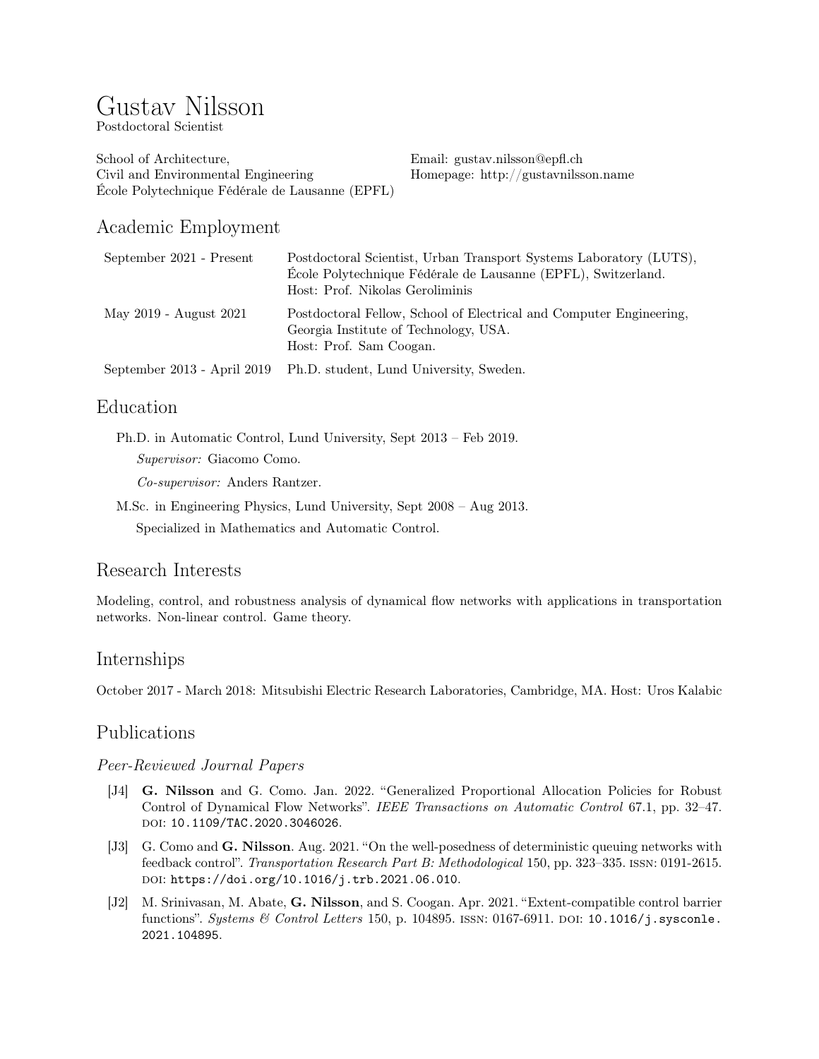# Gustav Nilsson

Postdoctoral Scientist

School of Architecture,
Civil and Environmental Engineering
École Polytechnique Fédérale de Lausanne (EPFL)

Email: gustav.nilsson@epfl.ch
Homepage: http://gustavnilsson.name

## Academic Employment

| | |
|---|---|
| September 2021 - Present | Postdoctoral Scientist, Urban Transport Systems Laboratory (LUTS), École Polytechnique Fédérale de Lausanne (EPFL), Switzerland. Host: Prof. Nikolas Geroliminis |
| May 2019 - August 2021 | Postdoctoral Fellow, School of Electrical and Computer Engineering, Georgia Institute of Technology, USA. Host: Prof. Sam Coogan. |
| September 2013 - April 2019 | Ph.D. student, Lund University, Sweden. |

## Education

Ph.D. in Automatic Control, Lund University, Sept 2013 – Feb 2019.

*Supervisor:* Giacomo Como.

*Co-supervisor:* Anders Rantzer.

M.Sc. in Engineering Physics, Lund University, Sept 2008 – Aug 2013.

Specialized in Mathematics and Automatic Control.

## Research Interests

Modeling, control, and robustness analysis of dynamical flow networks with applications in transportation networks. Non-linear control. Game theory.

## Internships

October 2017 - March 2018: Mitsubishi Electric Research Laboratories, Cambridge, MA. Host: Uros Kalabic

## Publications

### *Peer-Reviewed Journal Papers*

[J4] **G. Nilsson** and G. Como. Jan. 2022. "Generalized Proportional Allocation Policies for Robust Control of Dynamical Flow Networks". *IEEE Transactions on Automatic Control* 67.1, pp. 32–47. DOI: 10.1109/TAC.2020.3046026.

[J3] G. Como and **G. Nilsson**. Aug. 2021. "On the well-posedness of deterministic queuing networks with feedback control". *Transportation Research Part B: Methodological* 150, pp. 323–335. ISSN: 0191-2615. DOI: https://doi.org/10.1016/j.trb.2021.06.010.

[J2] M. Srinivasan, M. Abate, **G. Nilsson**, and S. Coogan. Apr. 2021. "Extent-compatible control barrier functions". *Systems & Control Letters* 150, p. 104895. ISSN: 0167-6911. DOI: 10.1016/j.sysconle.2021.104895.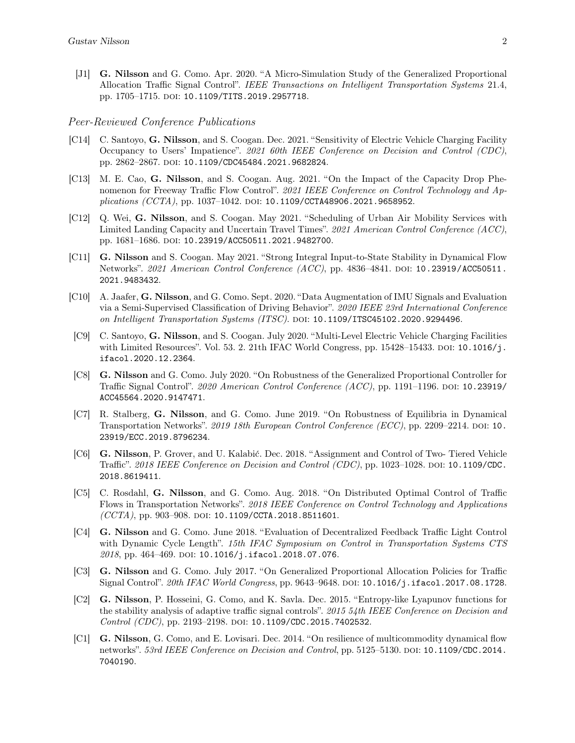[J1] **G. Nilsson** and G. Como. Apr. 2020. "A Micro-Simulation Study of the Generalized Proportional Allocation Traffic Signal Control". *IEEE Transactions on Intelligent Transportation Systems* 21.4, pp. 1705–1715. DOI: 10.1109/TITS.2019.2957718.

### *Peer-Reviewed Conference Publications*

[C14] C. Santoyo, **G. Nilsson**, and S. Coogan. Dec. 2021. "Sensitivity of Electric Vehicle Charging Facility Occupancy to Users' Impatience". *2021 60th IEEE Conference on Decision and Control (CDC)*, pp. 2862–2867. DOI: 10.1109/CDC45484.2021.9682824.

[C13] M. E. Cao, **G. Nilsson**, and S. Coogan. Aug. 2021. "On the Impact of the Capacity Drop Phenomenon for Freeway Traffic Flow Control". *2021 IEEE Conference on Control Technology and Applications (CCTA)*, pp. 1037–1042. DOI: 10.1109/CCTA48906.2021.9658952.

[C12] Q. Wei, **G. Nilsson**, and S. Coogan. May 2021. "Scheduling of Urban Air Mobility Services with Limited Landing Capacity and Uncertain Travel Times". *2021 American Control Conference (ACC)*, pp. 1681–1686. DOI: 10.23919/ACC50511.2021.9482700.

[C11] **G. Nilsson** and S. Coogan. May 2021. "Strong Integral Input-to-State Stability in Dynamical Flow Networks". *2021 American Control Conference (ACC)*, pp. 4836–4841. DOI: 10.23919/ACC50511.2021.9483432.

[C10] A. Jaafer, **G. Nilsson**, and G. Como. Sept. 2020. "Data Augmentation of IMU Signals and Evaluation via a Semi-Supervised Classification of Driving Behavior". *2020 IEEE 23rd International Conference on Intelligent Transportation Systems (ITSC)*. DOI: 10.1109/ITSC45102.2020.9294496.

[C9] C. Santoyo, **G. Nilsson**, and S. Coogan. July 2020. "Multi-Level Electric Vehicle Charging Facilities with Limited Resources". Vol. 53. 2. 21th IFAC World Congress, pp. 15428–15433. DOI: 10.1016/j.ifacol.2020.12.2364.

[C8] **G. Nilsson** and G. Como. July 2020. "On Robustness of the Generalized Proportional Controller for Traffic Signal Control". *2020 American Control Conference (ACC)*, pp. 1191–1196. DOI: 10.23919/ACC45564.2020.9147471.

[C7] R. Stalberg, **G. Nilsson**, and G. Como. June 2019. "On Robustness of Equilibria in Dynamical Transportation Networks". *2019 18th European Control Conference (ECC)*, pp. 2209–2214. DOI: 10.23919/ECC.2019.8796234.

[C6] **G. Nilsson**, P. Grover, and U. Kalabić. Dec. 2018. "Assignment and Control of Two- Tiered Vehicle Traffic". *2018 IEEE Conference on Decision and Control (CDC)*, pp. 1023–1028. DOI: 10.1109/CDC.2018.8619411.

[C5] C. Rosdahl, **G. Nilsson**, and G. Como. Aug. 2018. "On Distributed Optimal Control of Traffic Flows in Transportation Networks". *2018 IEEE Conference on Control Technology and Applications (CCTA)*, pp. 903–908. DOI: 10.1109/CCTA.2018.8511601.

[C4] **G. Nilsson** and G. Como. June 2018. "Evaluation of Decentralized Feedback Traffic Light Control with Dynamic Cycle Length". *15th IFAC Symposium on Control in Transportation Systems CTS 2018*, pp. 464–469. DOI: 10.1016/j.ifacol.2018.07.076.

[C3] **G. Nilsson** and G. Como. July 2017. "On Generalized Proportional Allocation Policies for Traffic Signal Control". *20th IFAC World Congress*, pp. 9643–9648. DOI: 10.1016/j.ifacol.2017.08.1728.

[C2] **G. Nilsson**, P. Hosseini, G. Como, and K. Savla. Dec. 2015. "Entropy-like Lyapunov functions for the stability analysis of adaptive traffic signal controls". *2015 54th IEEE Conference on Decision and Control (CDC)*, pp. 2193–2198. DOI: 10.1109/CDC.2015.7402532.

[C1] **G. Nilsson**, G. Como, and E. Lovisari. Dec. 2014. "On resilience of multicommodity dynamical flow networks". *53rd IEEE Conference on Decision and Control*, pp. 5125–5130. DOI: 10.1109/CDC.2014.7040190.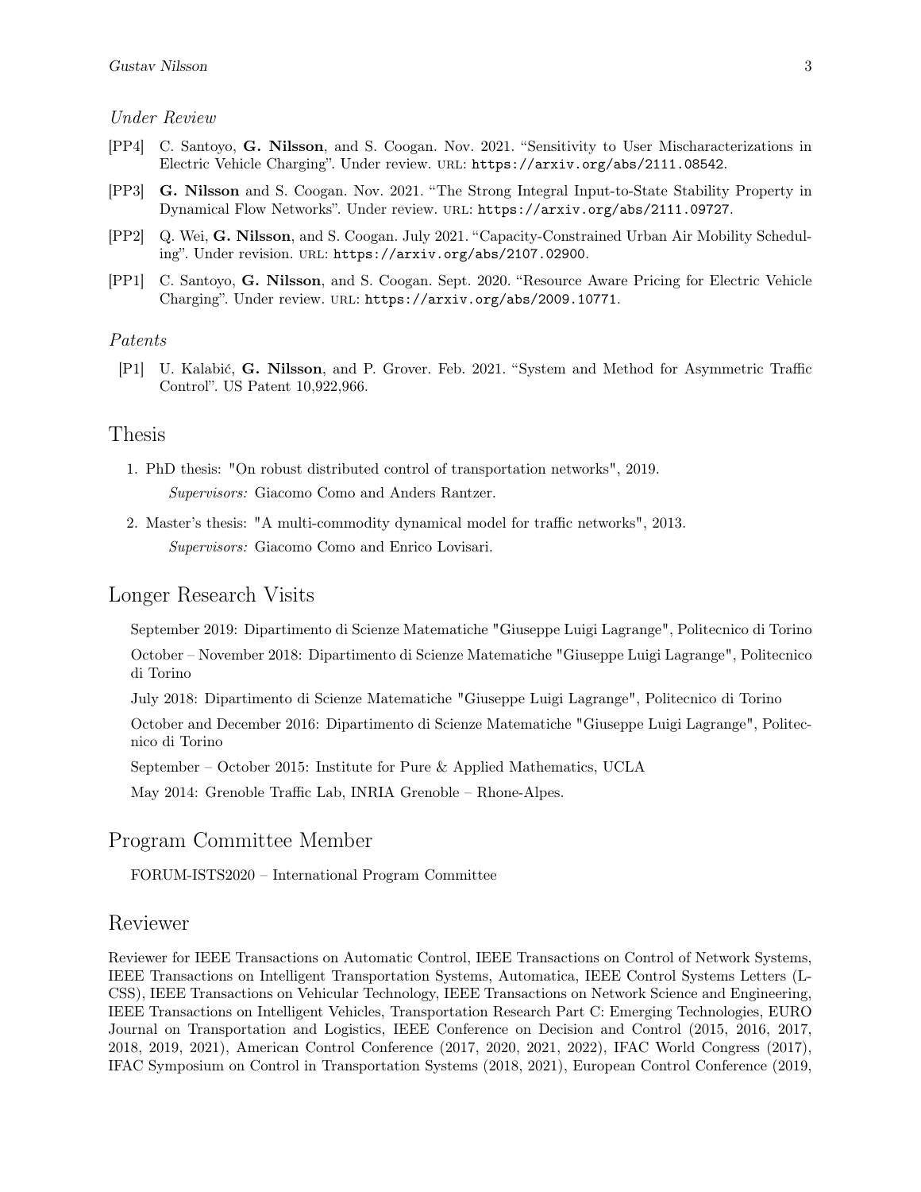*Under Review*

[PP4] C. Santoyo, **G. Nilsson**, and S. Coogan. Nov. 2021. "Sensitivity to User Mischaracterizations in Electric Vehicle Charging". Under review. URL: `https://arxiv.org/abs/2111.08542`.

[PP3] **G. Nilsson** and S. Coogan. Nov. 2021. "The Strong Integral Input-to-State Stability Property in Dynamical Flow Networks". Under review. URL: `https://arxiv.org/abs/2111.09727`.

[PP2] Q. Wei, **G. Nilsson**, and S. Coogan. July 2021. "Capacity-Constrained Urban Air Mobility Scheduling". Under revision. URL: `https://arxiv.org/abs/2107.02900`.

[PP1] C. Santoyo, **G. Nilsson**, and S. Coogan. Sept. 2020. "Resource Aware Pricing for Electric Vehicle Charging". Under review. URL: `https://arxiv.org/abs/2009.10771`.

*Patents*

[P1] U. Kalabić, **G. Nilsson**, and P. Grover. Feb. 2021. "System and Method for Asymmetric Traffic Control". US Patent 10,922,966.

## Thesis

1. PhD thesis: "On robust distributed control of transportation networks", 2019.
   *Supervisors:* Giacomo Como and Anders Rantzer.
2. Master's thesis: "A multi-commodity dynamical model for traffic networks", 2013.
   *Supervisors:* Giacomo Como and Enrico Lovisari.

## Longer Research Visits

September 2019: Dipartimento di Scienze Matematiche "Giuseppe Luigi Lagrange", Politecnico di Torino

October – November 2018: Dipartimento di Scienze Matematiche "Giuseppe Luigi Lagrange", Politecnico di Torino

July 2018: Dipartimento di Scienze Matematiche "Giuseppe Luigi Lagrange", Politecnico di Torino

October and December 2016: Dipartimento di Scienze Matematiche "Giuseppe Luigi Lagrange", Politecnico di Torino

September – October 2015: Institute for Pure & Applied Mathematics, UCLA

May 2014: Grenoble Traffic Lab, INRIA Grenoble – Rhone-Alpes.

## Program Committee Member

FORUM-ISTS2020 – International Program Committee

## Reviewer

Reviewer for IEEE Transactions on Automatic Control, IEEE Transactions on Control of Network Systems, IEEE Transactions on Intelligent Transportation Systems, Automatica, IEEE Control Systems Letters (L-CSS), IEEE Transactions on Vehicular Technology, IEEE Transactions on Network Science and Engineering, IEEE Transactions on Intelligent Vehicles, Transportation Research Part C: Emerging Technologies, EURO Journal on Transportation and Logistics, IEEE Conference on Decision and Control (2015, 2016, 2017, 2018, 2019, 2021), American Control Conference (2017, 2020, 2021, 2022), IFAC World Congress (2017), IFAC Symposium on Control in Transportation Systems (2018, 2021), European Control Conference (2019,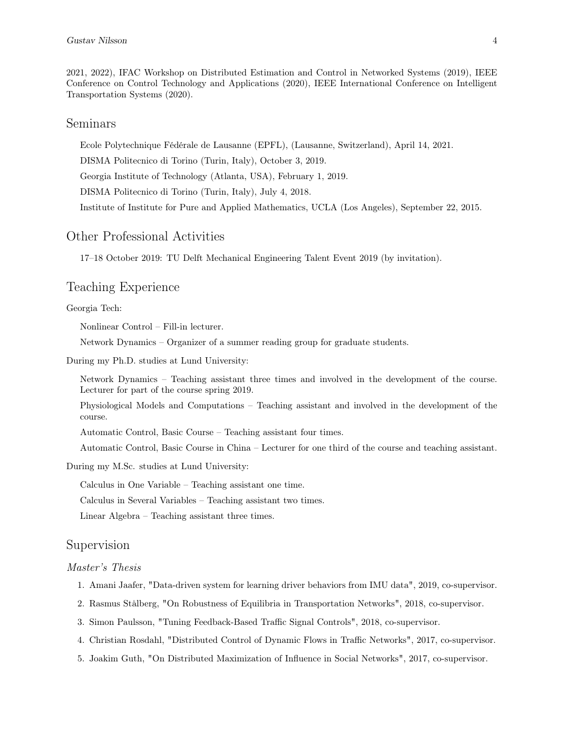2021, 2022), IFAC Workshop on Distributed Estimation and Control in Networked Systems (2019), IEEE Conference on Control Technology and Applications (2020), IEEE International Conference on Intelligent Transportation Systems (2020).

## Seminars

Ecole Polytechnique Fédérale de Lausanne (EPFL), (Lausanne, Switzerland), April 14, 2021.

DISMA Politecnico di Torino (Turin, Italy), October 3, 2019.

Georgia Institute of Technology (Atlanta, USA), February 1, 2019.

DISMA Politecnico di Torino (Turin, Italy), July 4, 2018.

Institute of Institute for Pure and Applied Mathematics, UCLA (Los Angeles), September 22, 2015.

## Other Professional Activities

17–18 October 2019: TU Delft Mechanical Engineering Talent Event 2019 (by invitation).

## Teaching Experience

Georgia Tech:

Nonlinear Control – Fill-in lecturer.

Network Dynamics – Organizer of a summer reading group for graduate students.

During my Ph.D. studies at Lund University:

Network Dynamics – Teaching assistant three times and involved in the development of the course. Lecturer for part of the course spring 2019.

Physiological Models and Computations – Teaching assistant and involved in the development of the course.

Automatic Control, Basic Course – Teaching assistant four times.

Automatic Control, Basic Course in China – Lecturer for one third of the course and teaching assistant.

During my M.Sc. studies at Lund University:

Calculus in One Variable – Teaching assistant one time.

Calculus in Several Variables – Teaching assistant two times.

Linear Algebra – Teaching assistant three times.

## Supervision

### *Master's Thesis*

1. Amani Jaafer, "Data-driven system for learning driver behaviors from IMU data", 2019, co-supervisor.
2. Rasmus Stålberg, "On Robustness of Equilibria in Transportation Networks", 2018, co-supervisor.
3. Simon Paulsson, "Tuning Feedback-Based Traffic Signal Controls", 2018, co-supervisor.
4. Christian Rosdahl, "Distributed Control of Dynamic Flows in Traffic Networks", 2017, co-supervisor.
5. Joakim Guth, "On Distributed Maximization of Influence in Social Networks", 2017, co-supervisor.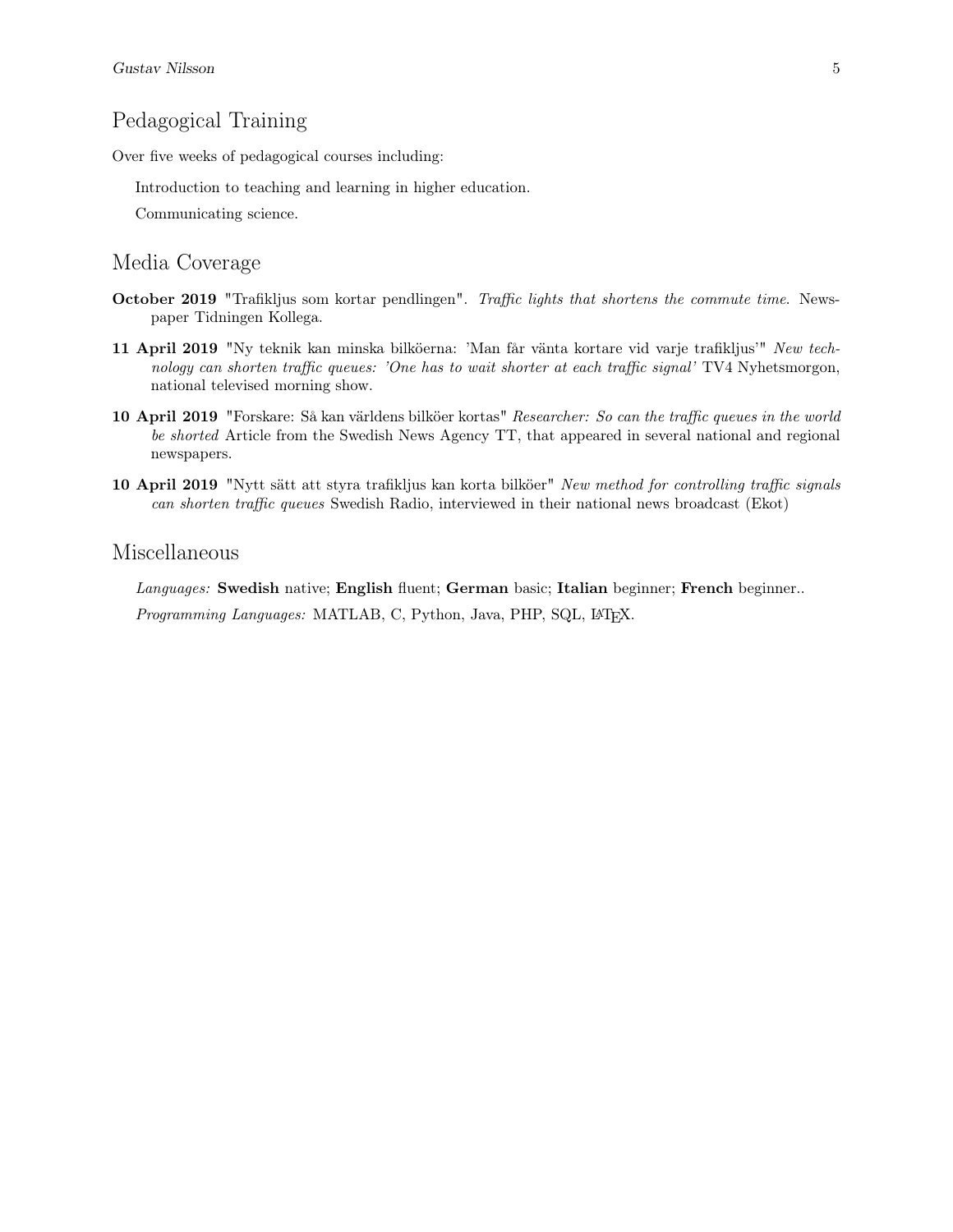## Pedagogical Training

Over five weeks of pedagogical courses including:

Introduction to teaching and learning in higher education.

Communicating science.

## Media Coverage

**October 2019** "Trafikljus som kortar pendlingen". *Traffic lights that shortens the commute time.* Newspaper Tidningen Kollega.

**11 April 2019** "Ny teknik kan minska bilköerna: 'Man får vänta kortare vid varje trafikljus'" *New technology can shorten traffic queues: 'One has to wait shorter at each traffic signal'* TV4 Nyhetsmorgon, national televised morning show.

**10 April 2019** "Forskare: Så kan världens bilköer kortas" *Researcher: So can the traffic queues in the world be shorted* Article from the Swedish News Agency TT, that appeared in several national and regional newspapers.

**10 April 2019** "Nytt sätt att styra trafikljus kan korta bilköer" *New method for controlling traffic signals can shorten traffic queues* Swedish Radio, interviewed in their national news broadcast (Ekot)

## Miscellaneous

*Languages:* **Swedish** native; **English** fluent; **German** basic; **Italian** beginner; **French** beginner..

*Programming Languages:* MATLAB, C, Python, Java, PHP, SQL, LaTeX.